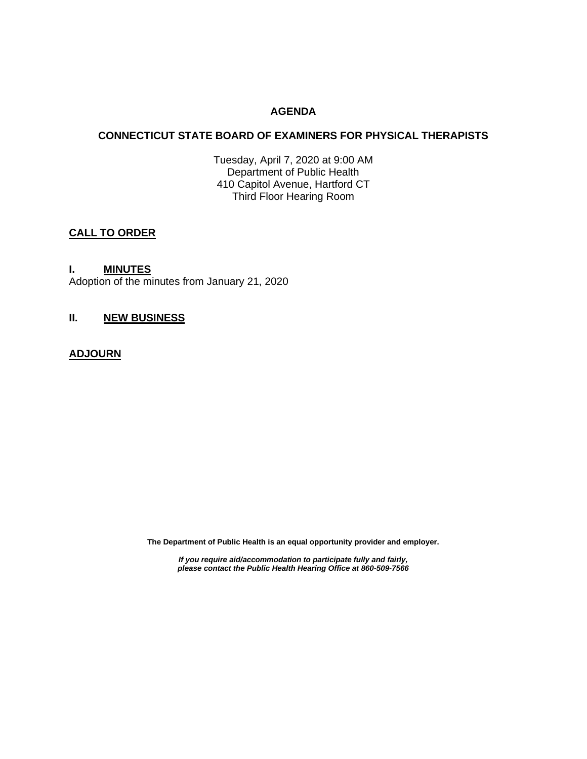# AGENDA

## CONNECTICUT STATE BOARD OF EXAMINERS FOR PHYSICAL THERAPISTS

Tuesday, April 7, 2020 at 9:00 AM
Department of Public Health
410 Capitol Avenue, Hartford CT
Third Floor Hearing Room

**CALL TO ORDER**

**I. MINUTES**

Adoption of the minutes from January 21, 2020

**II. NEW BUSINESS**

**ADJOURN**

**The Department of Public Health is an equal opportunity provider and employer.**

***If you require aid/accommodation to participate fully and fairly, please contact the Public Health Hearing Office at 860-509-7566***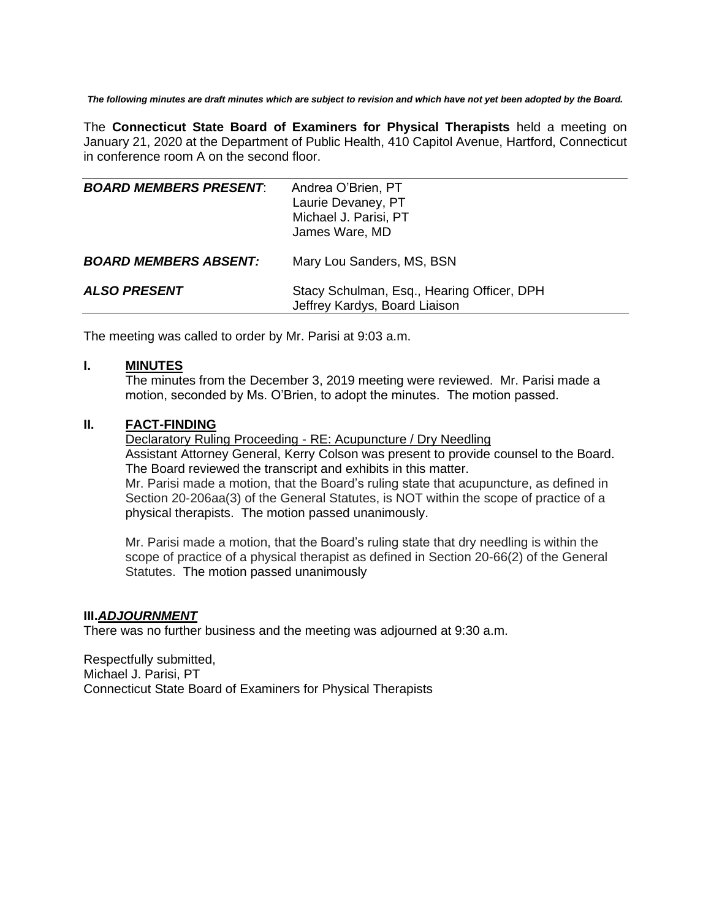***The following minutes are draft minutes which are subject to revision and which have not yet been adopted by the Board.***

The **Connecticut State Board of Examiners for Physical Therapists** held a meeting on January 21, 2020 at the Department of Public Health, 410 Capitol Avenue, Hartford, Connecticut in conference room A on the second floor.

| | |
|---|---|
| ***BOARD MEMBERS PRESENT*:** | Andrea O'Brien, PT<br>Laurie Devaney, PT<br>Michael J. Parisi, PT<br>James Ware, MD |
| ***BOARD MEMBERS ABSENT:*** | Mary Lou Sanders, MS, BSN |
| ***ALSO PRESENT*** | Stacy Schulman, Esq., Hearing Officer, DPH<br>Jeffrey Kardys, Board Liaison |

The meeting was called to order by Mr. Parisi at 9:03 a.m.

## I. MINUTES

The minutes from the December 3, 2019 meeting were reviewed. Mr. Parisi made a motion, seconded by Ms. O'Brien, to adopt the minutes. The motion passed.

## II. FACT-FINDING

Declaratory Ruling Proceeding - RE: Acupuncture / Dry Needling

Assistant Attorney General, Kerry Colson was present to provide counsel to the Board. The Board reviewed the transcript and exhibits in this matter.

Mr. Parisi made a motion, that the Board's ruling state that acupuncture, as defined in Section 20-206aa(3) of the General Statutes, is NOT within the scope of practice of a physical therapists. The motion passed unanimously.

Mr. Parisi made a motion, that the Board's ruling state that dry needling is within the scope of practice of a physical therapist as defined in Section 20-66(2) of the General Statutes. The motion passed unanimously

## III. *ADJOURNMENT*

There was no further business and the meeting was adjourned at 9:30 a.m.

Respectfully submitted,
Michael J. Parisi, PT
Connecticut State Board of Examiners for Physical Therapists